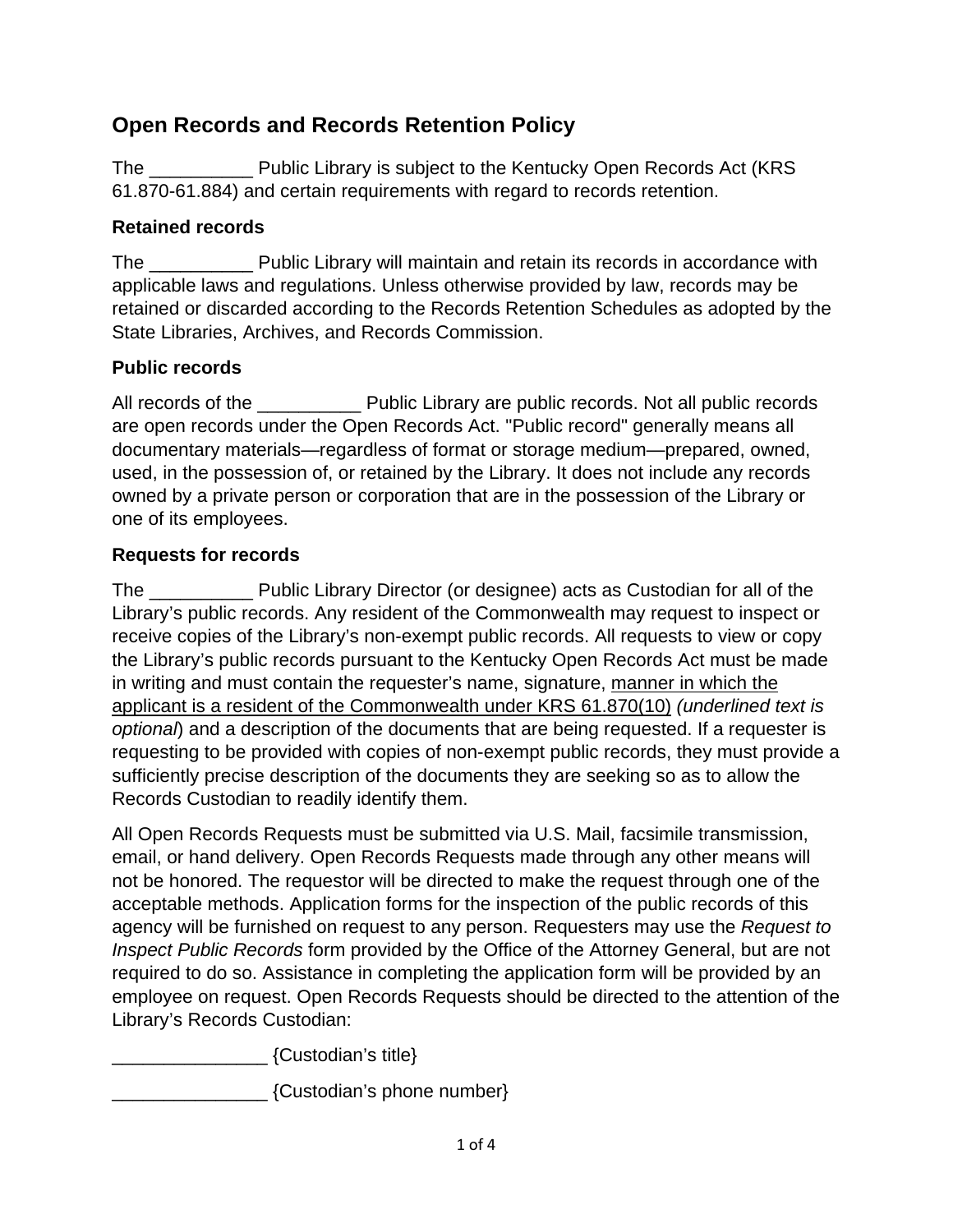# Open Records and Records Retention Policy

The __________ Public Library is subject to the Kentucky Open Records Act (KRS 61.870-61.884) and certain requirements with regard to records retention.

## Retained records

The __________ Public Library will maintain and retain its records in accordance with applicable laws and regulations. Unless otherwise provided by law, records may be retained or discarded according to the Records Retention Schedules as adopted by the State Libraries, Archives, and Records Commission.

## Public records

All records of the __________ Public Library are public records. Not all public records are open records under the Open Records Act. "Public record" generally means all documentary materials—regardless of format or storage medium—prepared, owned, used, in the possession of, or retained by the Library. It does not include any records owned by a private person or corporation that are in the possession of the Library or one of its employees.

## Requests for records

The __________ Public Library Director (or designee) acts as Custodian for all of the Library's public records. Any resident of the Commonwealth may request to inspect or receive copies of the Library's non-exempt public records. All requests to view or copy the Library's public records pursuant to the Kentucky Open Records Act must be made in writing and must contain the requester's name, signature, <u>manner in which the applicant is a resident of the Commonwealth under KRS 61.870(10)</u> *(underlined text is optional*) and a description of the documents that are being requested. If a requester is requesting to be provided with copies of non-exempt public records, they must provide a sufficiently precise description of the documents they are seeking so as to allow the Records Custodian to readily identify them.

All Open Records Requests must be submitted via U.S. Mail, facsimile transmission, email, or hand delivery. Open Records Requests made through any other means will not be honored. The requestor will be directed to make the request through one of the acceptable methods. Application forms for the inspection of the public records of this agency will be furnished on request to any person. Requesters may use the *Request to Inspect Public Records* form provided by the Office of the Attorney General, but are not required to do so. Assistance in completing the application form will be provided by an employee on request. Open Records Requests should be directed to the attention of the Library's Records Custodian:

_______________ {Custodian's title}

_______________ {Custodian's phone number}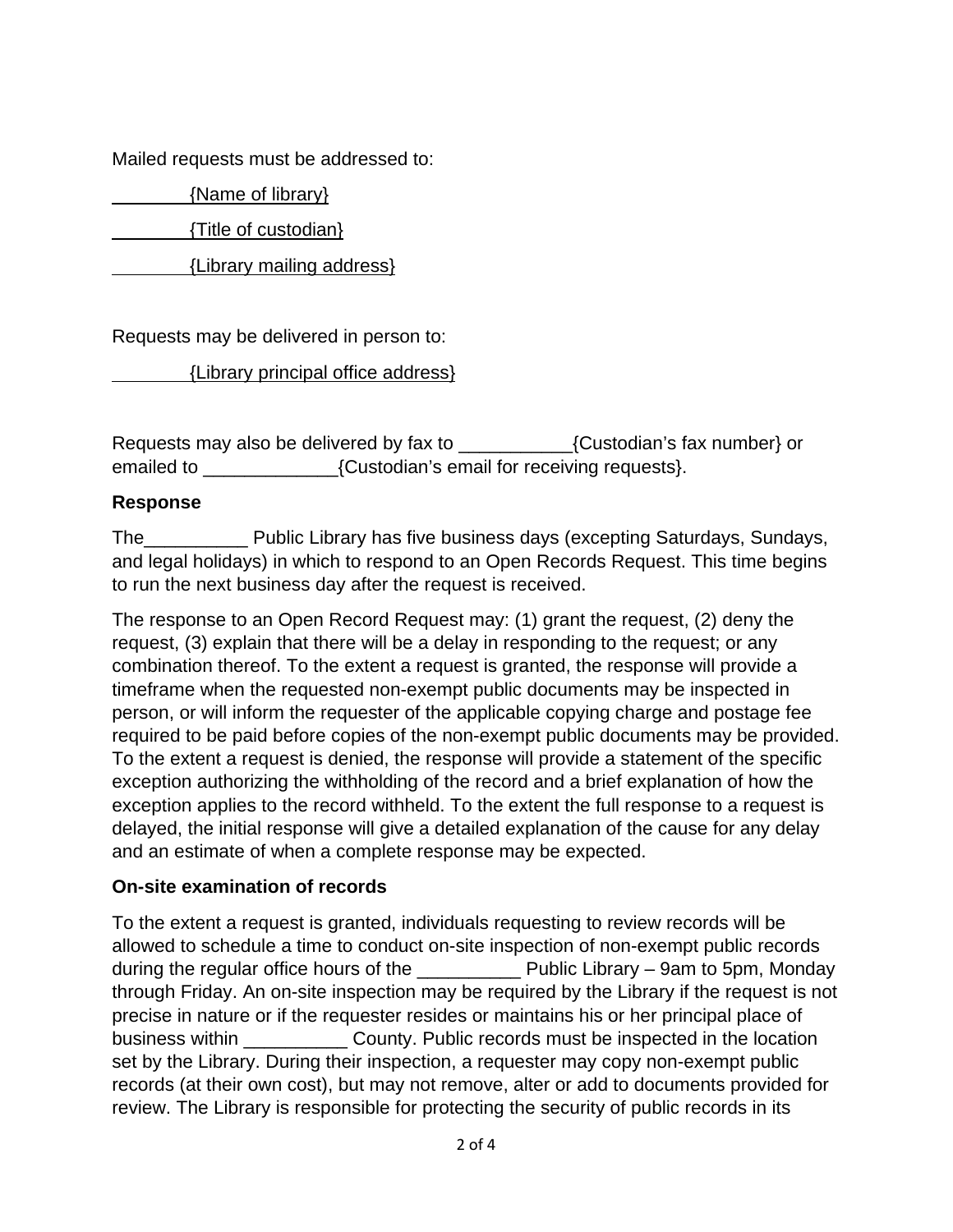Mailed requests must be addressed to:

________{Name of library}

________{Title of custodian}

________{Library mailing address}

Requests may be delivered in person to:

________{Library principal office address}

Requests may also be delivered by fax to ___________{Custodian's fax number} or emailed to _____________{Custodian's email for receiving requests}.

**Response**

The__________ Public Library has five business days (excepting Saturdays, Sundays, and legal holidays) in which to respond to an Open Records Request. This time begins to run the next business day after the request is received.

The response to an Open Record Request may: (1) grant the request, (2) deny the request, (3) explain that there will be a delay in responding to the request; or any combination thereof. To the extent a request is granted, the response will provide a timeframe when the requested non-exempt public documents may be inspected in person, or will inform the requester of the applicable copying charge and postage fee required to be paid before copies of the non-exempt public documents may be provided. To the extent a request is denied, the response will provide a statement of the specific exception authorizing the withholding of the record and a brief explanation of how the exception applies to the record withheld. To the extent the full response to a request is delayed, the initial response will give a detailed explanation of the cause for any delay and an estimate of when a complete response may be expected.

**On-site examination of records**

To the extent a request is granted, individuals requesting to review records will be allowed to schedule a time to conduct on-site inspection of non-exempt public records during the regular office hours of the __________ Public Library – 9am to 5pm, Monday through Friday. An on-site inspection may be required by the Library if the request is not precise in nature or if the requester resides or maintains his or her principal place of business within __________ County. Public records must be inspected in the location set by the Library. During their inspection, a requester may copy non-exempt public records (at their own cost), but may not remove, alter or add to documents provided for review. The Library is responsible for protecting the security of public records in its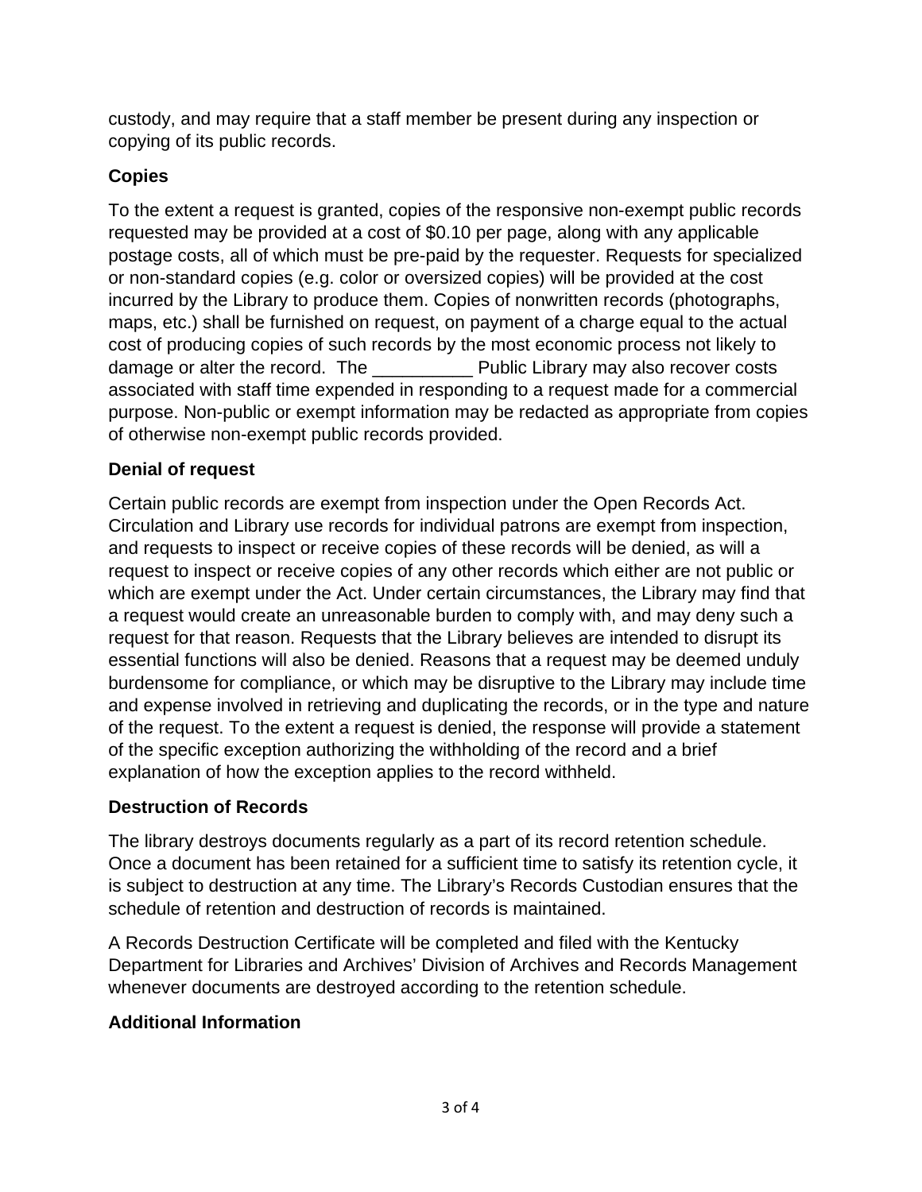custody, and may require that a staff member be present during any inspection or copying of its public records.

**Copies**

To the extent a request is granted, copies of the responsive non-exempt public records requested may be provided at a cost of $0.10 per page, along with any applicable postage costs, all of which must be pre-paid by the requester. Requests for specialized or non-standard copies (e.g. color or oversized copies) will be provided at the cost incurred by the Library to produce them. Copies of nonwritten records (photographs, maps, etc.) shall be furnished on request, on payment of a charge equal to the actual cost of producing copies of such records by the most economic process not likely to damage or alter the record. The __________ Public Library may also recover costs associated with staff time expended in responding to a request made for a commercial purpose. Non-public or exempt information may be redacted as appropriate from copies of otherwise non-exempt public records provided.

**Denial of request**

Certain public records are exempt from inspection under the Open Records Act. Circulation and Library use records for individual patrons are exempt from inspection, and requests to inspect or receive copies of these records will be denied, as will a request to inspect or receive copies of any other records which either are not public or which are exempt under the Act. Under certain circumstances, the Library may find that a request would create an unreasonable burden to comply with, and may deny such a request for that reason. Requests that the Library believes are intended to disrupt its essential functions will also be denied. Reasons that a request may be deemed unduly burdensome for compliance, or which may be disruptive to the Library may include time and expense involved in retrieving and duplicating the records, or in the type and nature of the request. To the extent a request is denied, the response will provide a statement of the specific exception authorizing the withholding of the record and a brief explanation of how the exception applies to the record withheld.

**Destruction of Records**

The library destroys documents regularly as a part of its record retention schedule. Once a document has been retained for a sufficient time to satisfy its retention cycle, it is subject to destruction at any time. The Library's Records Custodian ensures that the schedule of retention and destruction of records is maintained.

A Records Destruction Certificate will be completed and filed with the Kentucky Department for Libraries and Archives' Division of Archives and Records Management whenever documents are destroyed according to the retention schedule.

**Additional Information**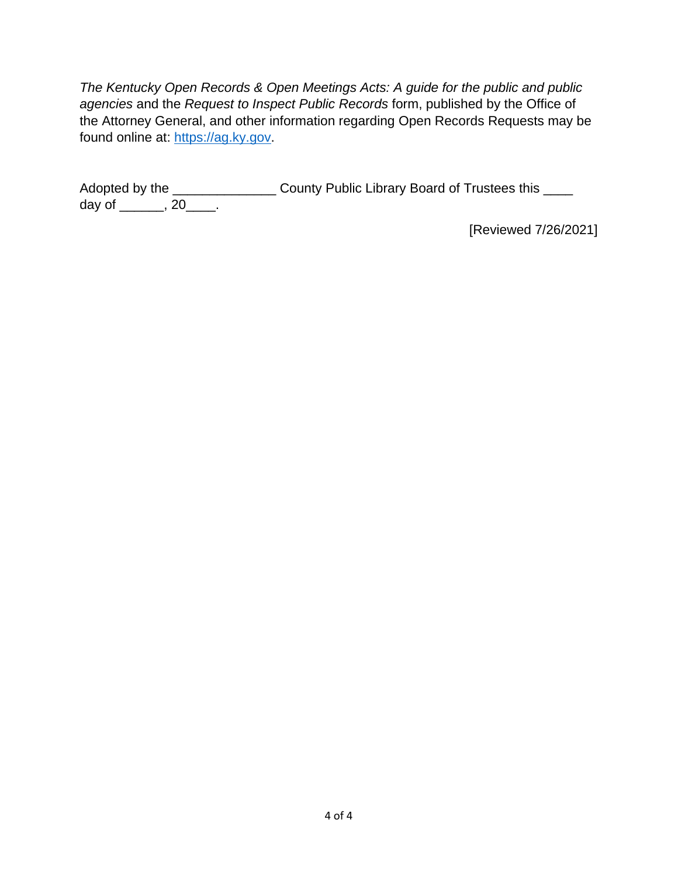*The Kentucky Open Records & Open Meetings Acts: A guide for the public and public agencies* and the *Request to Inspect Public Records* form, published by the Office of the Attorney General, and other information regarding Open Records Requests may be found online at: [https://ag.ky.gov](https://ag.ky.gov).

Adopted by the ______________ County Public Library Board of Trustees this ____ day of ______, 20____.

[Reviewed 7/26/2021]